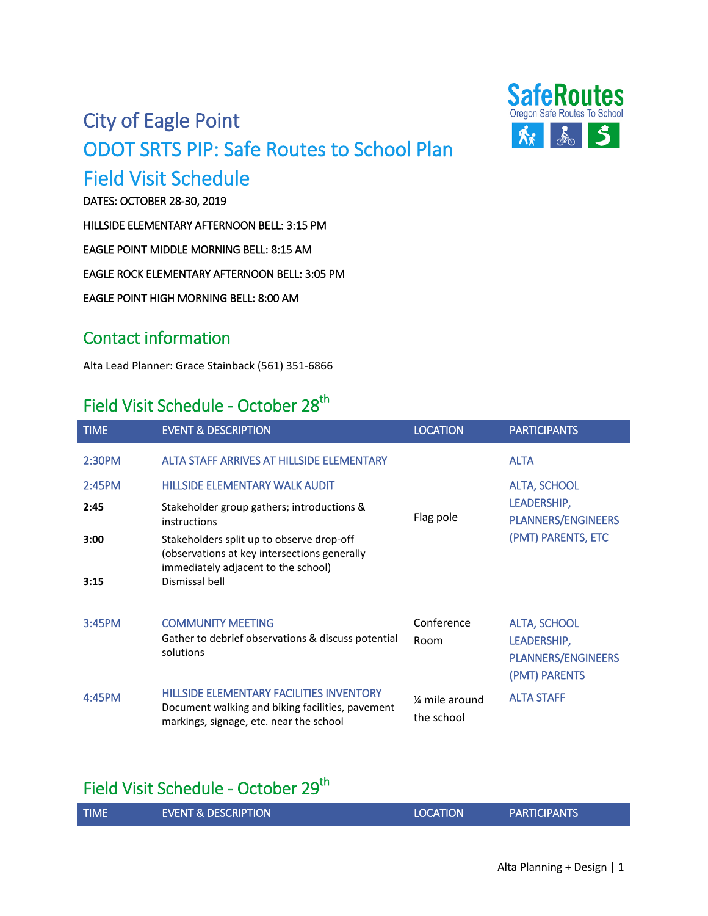# City of Eagle Point

## ODOT SRTS PIP: Safe Routes to School Plan

## Field Visit Schedule

DATES: OCTOBER 28-30, 2019

HILLSIDE ELEMENTARY AFTERNOON BELL: 3:15 PM

EAGLE POINT MIDDLE MORNING BELL: 8:15 AM

EAGLE ROCK ELEMENTARY AFTERNOON BELL: 3:05 PM

EAGLE POINT HIGH MORNING BELL: 8:00 AM

## Contact information

Alta Lead Planner: Grace Stainback (561) 351-6866

## Field Visit Schedule - October 28th

| TIME | EVENT & DESCRIPTION | LOCATION | PARTICIPANTS |
|---|---|---|---|
| 2:30PM | ALTA STAFF ARRIVES AT HILLSIDE ELEMENTARY | | ALTA |
| 2:45PM | HILLSIDE ELEMENTARY WALK AUDIT | Flag pole | ALTA, SCHOOL LEADERSHIP, PLANNERS/ENGINEERS (PMT) PARENTS, ETC |
| **2:45** | Stakeholder group gathers; introductions & instructions | | |
| **3:00** | Stakeholders split up to observe drop-off (observations at key intersections generally immediately adjacent to the school) | | |
| **3:15** | Dismissal bell | | |
| 3:45PM | COMMUNITY MEETING<br>Gather to debrief observations & discuss potential solutions | Conference Room | ALTA, SCHOOL LEADERSHIP, PLANNERS/ENGINEERS (PMT) PARENTS |
| 4:45PM | HILLSIDE ELEMENTARY FACILITIES INVENTORY<br>Document walking and biking facilities, pavement markings, signage, etc. near the school | ¼ mile around the school | ALTA STAFF |

## Field Visit Schedule - October 29th

| TIME | EVENT & DESCRIPTION | LOCATION | PARTICIPANTS |
|---|---|---|---|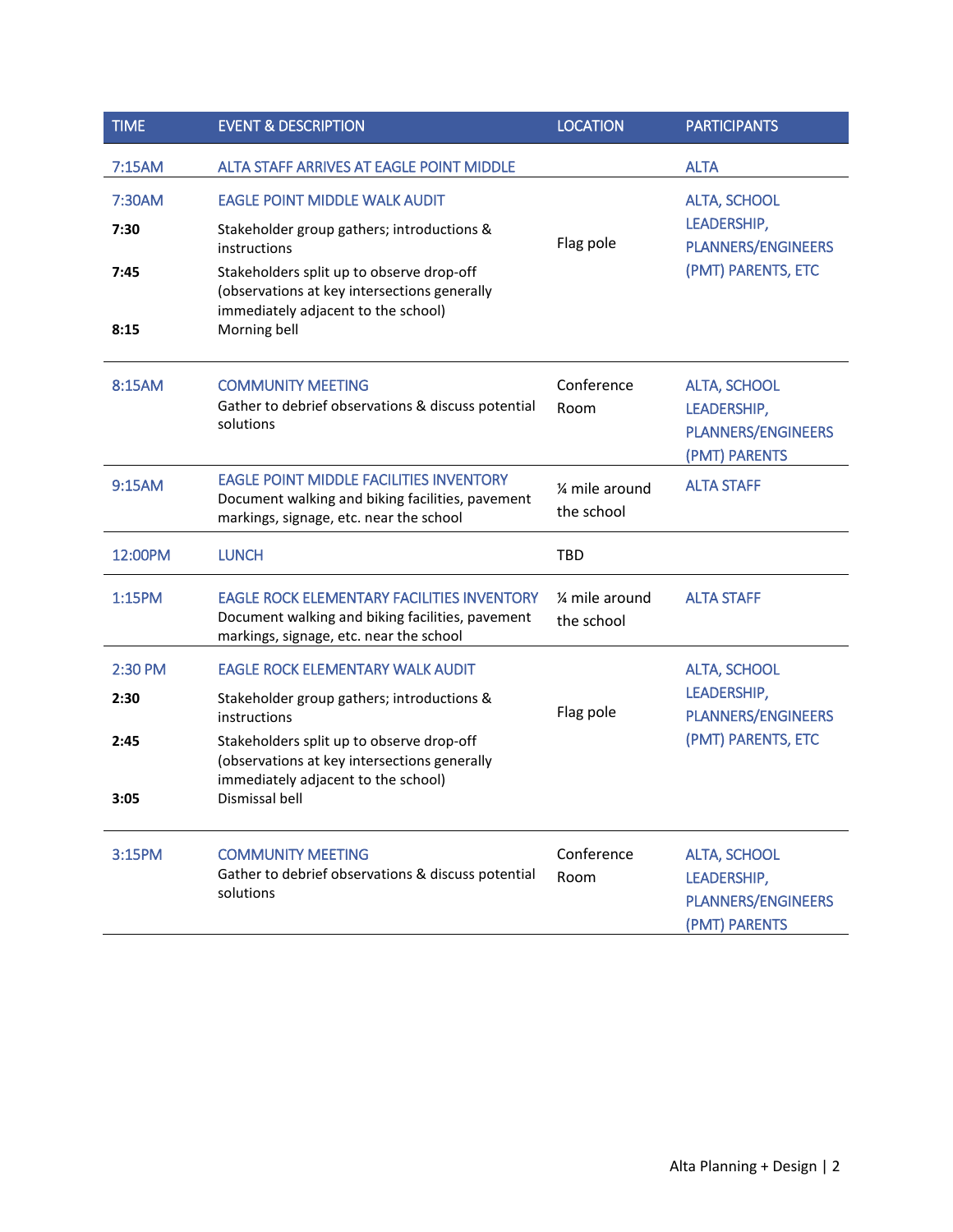| TIME | EVENT & DESCRIPTION | LOCATION | PARTICIPANTS |
|---|---|---|---|
| 7:15AM | ALTA STAFF ARRIVES AT EAGLE POINT MIDDLE | | ALTA |
| 7:30AM | EAGLE POINT MIDDLE WALK AUDIT | Flag pole | ALTA, SCHOOL LEADERSHIP, PLANNERS/ENGINEERS (PMT) PARENTS, ETC |
| **7:30** | Stakeholder group gathers; introductions & instructions | | |
| **7:45** | Stakeholders split up to observe drop-off (observations at key intersections generally immediately adjacent to the school) | | |
| **8:15** | Morning bell | | |
| 8:15AM | COMMUNITY MEETING<br>Gather to debrief observations & discuss potential solutions | Conference Room | ALTA, SCHOOL LEADERSHIP, PLANNERS/ENGINEERS (PMT) PARENTS |
| 9:15AM | EAGLE POINT MIDDLE FACILITIES INVENTORY<br>Document walking and biking facilities, pavement markings, signage, etc. near the school | ¼ mile around the school | ALTA STAFF |
| 12:00PM | LUNCH | TBD | |
| 1:15PM | EAGLE ROCK ELEMENTARY FACILITIES INVENTORY<br>Document walking and biking facilities, pavement markings, signage, etc. near the school | ¼ mile around the school | ALTA STAFF |
| 2:30 PM | EAGLE ROCK ELEMENTARY WALK AUDIT | Flag pole | ALTA, SCHOOL LEADERSHIP, PLANNERS/ENGINEERS (PMT) PARENTS, ETC |
| **2:30** | Stakeholder group gathers; introductions & instructions | | |
| **2:45** | Stakeholders split up to observe drop-off (observations at key intersections generally immediately adjacent to the school) | | |
| **3:05** | Dismissal bell | | |
| 3:15PM | COMMUNITY MEETING<br>Gather to debrief observations & discuss potential solutions | Conference Room | ALTA, SCHOOL LEADERSHIP, PLANNERS/ENGINEERS (PMT) PARENTS |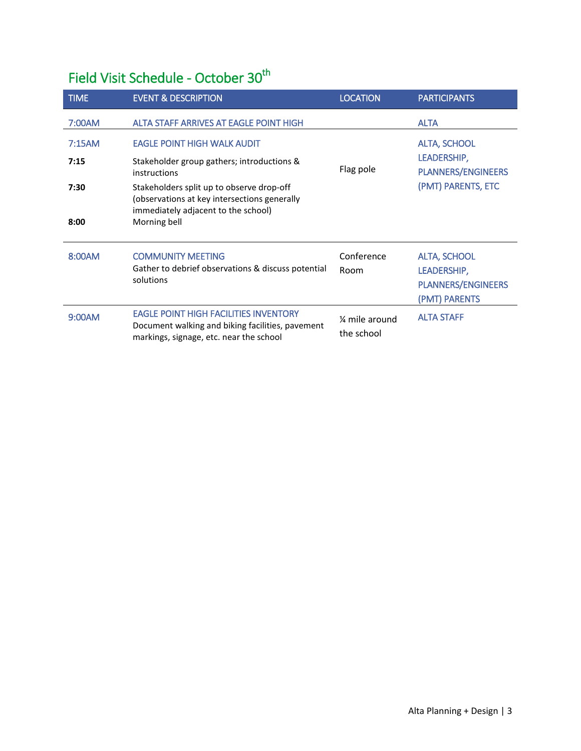## Field Visit Schedule - October 30th

| TIME | EVENT & DESCRIPTION | LOCATION | PARTICIPANTS |
| --- | --- | --- | --- |
| 7:00AM | ALTA STAFF ARRIVES AT EAGLE POINT HIGH | | ALTA |
| 7:15AM | EAGLE POINT HIGH WALK AUDIT | Flag pole | ALTA, SCHOOL LEADERSHIP, PLANNERS/ENGINEERS (PMT) PARENTS, ETC |
| **7:15** | Stakeholder group gathers; introductions & instructions | | |
| **7:30** | Stakeholders split up to observe drop-off (observations at key intersections generally immediately adjacent to the school) | | |
| **8:00** | Morning bell | | |
| 8:00AM | COMMUNITY MEETING<br>Gather to debrief observations & discuss potential solutions | Conference Room | ALTA, SCHOOL LEADERSHIP, PLANNERS/ENGINEERS (PMT) PARENTS |
| 9:00AM | EAGLE POINT HIGH FACILITIES INVENTORY<br>Document walking and biking facilities, pavement markings, signage, etc. near the school | ¼ mile around the school | ALTA STAFF |